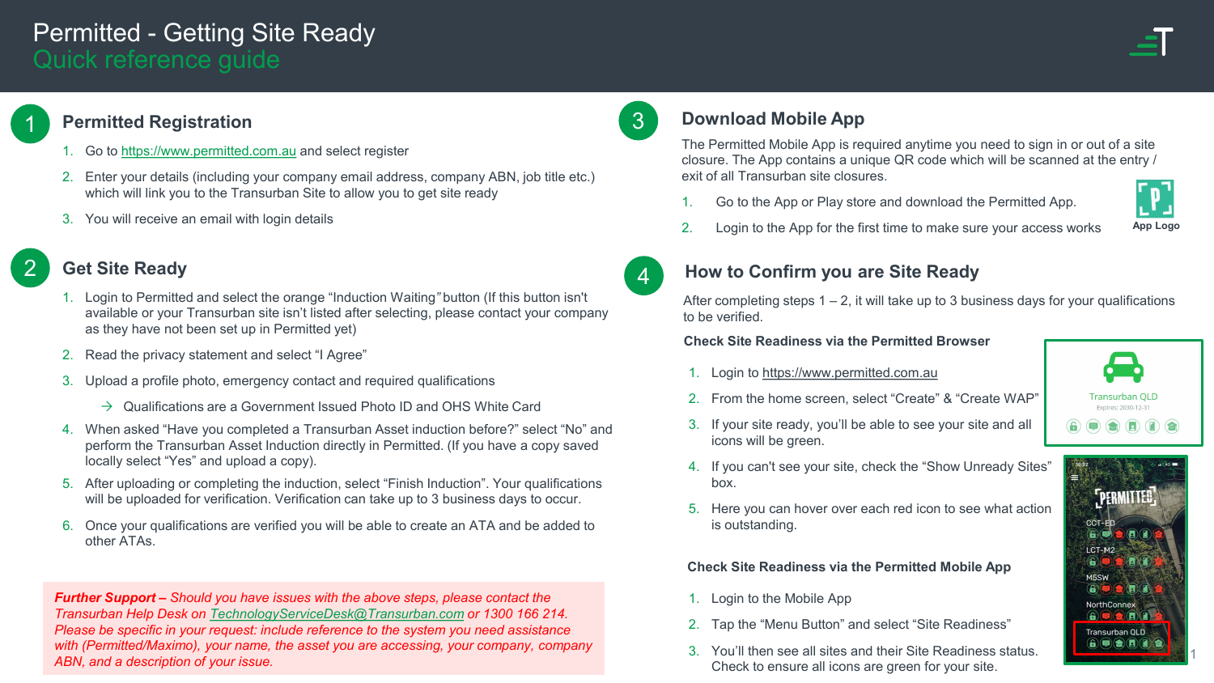# Permitted - Getting Site Ready

## Quick reference guide

## 1 Permitted Registration

1. Go to https://www.permitted.com.au and select register
2. Enter your details (including your company email address, company ABN, job title etc.) which will link you to the Transurban Site to allow you to get site ready
3. You will receive an email with login details

## 2 Get Site Ready

1. Login to Permitted and select the orange “Induction Waiting” button (If this button isn't available or your Transurban site isn’t listed after selecting, please contact your company as they have not been set up in Permitted yet)
2. Read the privacy statement and select “I Agree”
3. Upload a profile photo, emergency contact and required qualifications
   - → Qualifications are a Government Issued Photo ID and OHS White Card
4. When asked “Have you completed a Transurban Asset induction before?” select “No” and perform the Transurban Asset Induction directly in Permitted. (If you have a copy saved locally select “Yes” and upload a copy).
5. After uploading or completing the induction, select “Finish Induction”. Your qualifications will be uploaded for verification. Verification can take up to 3 business days to occur.
6. Once your qualifications are verified you will be able to create an ATA and be added to other ATAs.

***Further Support –** Should you have issues with the above steps, please contact the Transurban Help Desk on TechnologyServiceDesk@Transurban.com or 1300 166 214. Please be specific in your request: include reference to the system you need assistance with (Permitted/Maximo), your name, the asset you are accessing, your company, company ABN, and a description of your issue.*

## 3 Download Mobile App

The Permitted Mobile App is required anytime you need to sign in or out of a site closure. The App contains a unique QR code which will be scanned at the entry / exit of all Transurban site closures.

1. Go to the App or Play store and download the Permitted App.
2. Login to the App for the first time to make sure your access works

App Logo

## 4 How to Confirm you are Site Ready

After completing steps 1 – 2, it will take up to 3 business days for your qualifications to be verified.

**Check Site Readiness via the Permitted Browser**

1. Login to https://www.permitted.com.au
2. From the home screen, select “Create” & “Create WAP”
3. If your site ready, you’ll be able to see your site and all icons will be green.
4. If you can't see your site, check the “Show Unready Sites” box.
5. Here you can hover over each red icon to see what action is outstanding.

**Check Site Readiness via the Permitted Mobile App**

1. Login to the Mobile App
2. Tap the “Menu Button” and select “Site Readiness”
3. You’ll then see all sites and their Site Readiness status. Check to ensure all icons are green for your site.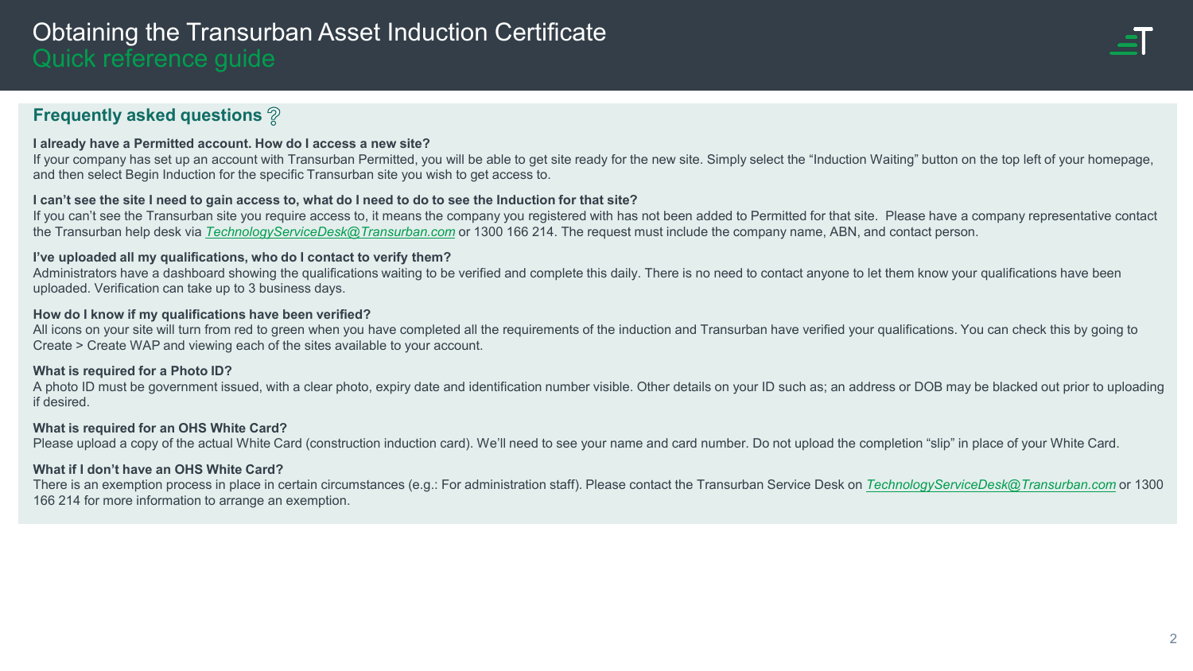# Obtaining the Transurban Asset Induction Certificate

## Quick reference guide

### Frequently asked questions

**I already have a Permitted account. How do I access a new site?**

If your company has set up an account with Transurban Permitted, you will be able to get site ready for the new site. Simply select the "Induction Waiting" button on the top left of your homepage, and then select Begin Induction for the specific Transurban site you wish to get access to.

**I can't see the site I need to gain access to, what do I need to do to see the Induction for that site?**

If you can't see the Transurban site you require access to, it means the company you registered with has not been added to Permitted for that site. Please have a company representative contact the Transurban help desk via *TechnologyServiceDesk@Transurban.com* or 1300 166 214. The request must include the company name, ABN, and contact person.

**I've uploaded all my qualifications, who do I contact to verify them?**

Administrators have a dashboard showing the qualifications waiting to be verified and complete this daily. There is no need to contact anyone to let them know your qualifications have been uploaded. Verification can take up to 3 business days.

**How do I know if my qualifications have been verified?**

All icons on your site will turn from red to green when you have completed all the requirements of the induction and Transurban have verified your qualifications. You can check this by going to Create > Create WAP and viewing each of the sites available to your account.

**What is required for a Photo ID?**

A photo ID must be government issued, with a clear photo, expiry date and identification number visible. Other details on your ID such as; an address or DOB may be blacked out prior to uploading if desired.

**What is required for an OHS White Card?**

Please upload a copy of the actual White Card (construction induction card). We'll need to see your name and card number. Do not upload the completion "slip" in place of your White Card.

**What if I don't have an OHS White Card?**

There is an exemption process in place in certain circumstances (e.g.: For administration staff). Please contact the Transurban Service Desk on *TechnologyServiceDesk@Transurban.com* or 1300 166 214 for more information to arrange an exemption.